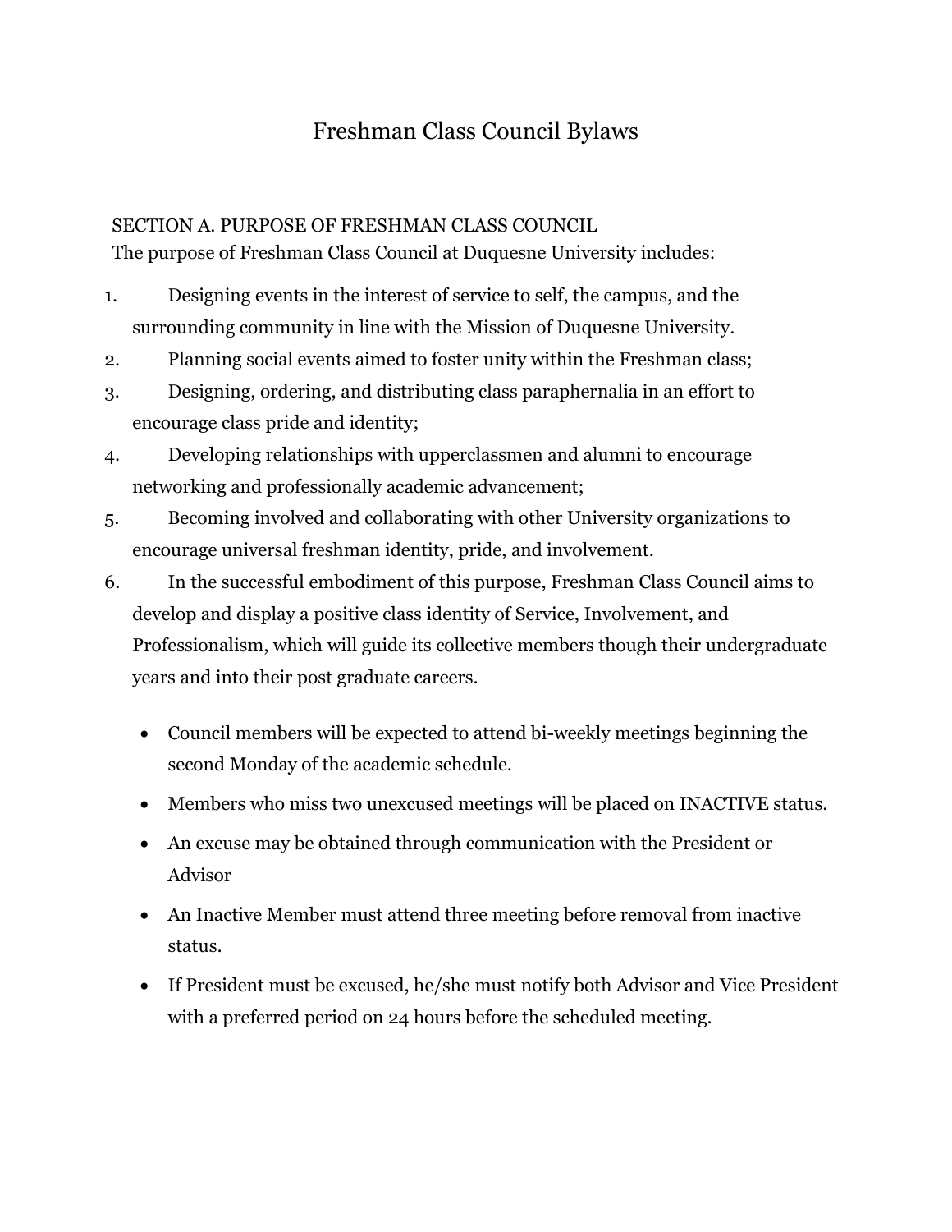# Freshman Class Council Bylaws

SECTION A. PURPOSE OF FRESHMAN CLASS COUNCIL

The purpose of Freshman Class Council at Duquesne University includes:

1. Designing events in the interest of service to self, the campus, and the surrounding community in line with the Mission of Duquesne University.
2. Planning social events aimed to foster unity within the Freshman class;
3. Designing, ordering, and distributing class paraphernalia in an effort to encourage class pride and identity;
4. Developing relationships with upperclassmen and alumni to encourage networking and professionally academic advancement;
5. Becoming involved and collaborating with other University organizations to encourage universal freshman identity, pride, and involvement.
6. In the successful embodiment of this purpose, Freshman Class Council aims to develop and display a positive class identity of Service, Involvement, and Professionalism, which will guide its collective members though their undergraduate years and into their post graduate careers.

- Council members will be expected to attend bi-weekly meetings beginning the second Monday of the academic schedule.
- Members who miss two unexcused meetings will be placed on INACTIVE status.
- An excuse may be obtained through communication with the President or Advisor
- An Inactive Member must attend three meeting before removal from inactive status.
- If President must be excused, he/she must notify both Advisor and Vice President with a preferred period on 24 hours before the scheduled meeting.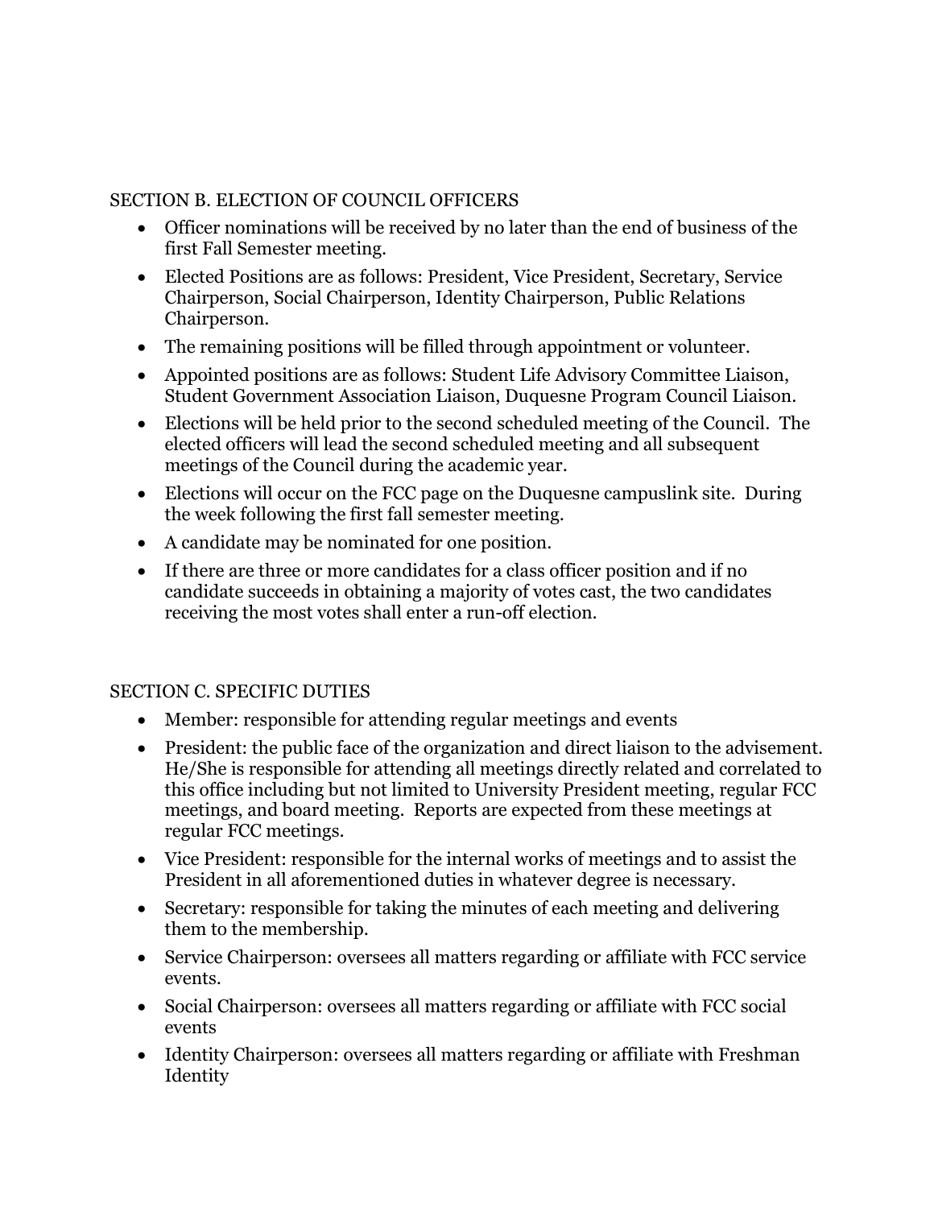SECTION B. ELECTION OF COUNCIL OFFICERS

- Officer nominations will be received by no later than the end of business of the first Fall Semester meeting.
- Elected Positions are as follows: President, Vice President, Secretary, Service Chairperson, Social Chairperson, Identity Chairperson, Public Relations Chairperson.
- The remaining positions will be filled through appointment or volunteer.
- Appointed positions are as follows: Student Life Advisory Committee Liaison, Student Government Association Liaison, Duquesne Program Council Liaison.
- Elections will be held prior to the second scheduled meeting of the Council. The elected officers will lead the second scheduled meeting and all subsequent meetings of the Council during the academic year.
- Elections will occur on the FCC page on the Duquesne campuslink site. During the week following the first fall semester meeting.
- A candidate may be nominated for one position.
- If there are three or more candidates for a class officer position and if no candidate succeeds in obtaining a majority of votes cast, the two candidates receiving the most votes shall enter a run-off election.

SECTION C. SPECIFIC DUTIES

- Member: responsible for attending regular meetings and events
- President: the public face of the organization and direct liaison to the advisement. He/She is responsible for attending all meetings directly related and correlated to this office including but not limited to University President meeting, regular FCC meetings, and board meeting. Reports are expected from these meetings at regular FCC meetings.
- Vice President: responsible for the internal works of meetings and to assist the President in all aforementioned duties in whatever degree is necessary.
- Secretary: responsible for taking the minutes of each meeting and delivering them to the membership.
- Service Chairperson: oversees all matters regarding or affiliate with FCC service events.
- Social Chairperson: oversees all matters regarding or affiliate with FCC social events
- Identity Chairperson: oversees all matters regarding or affiliate with Freshman Identity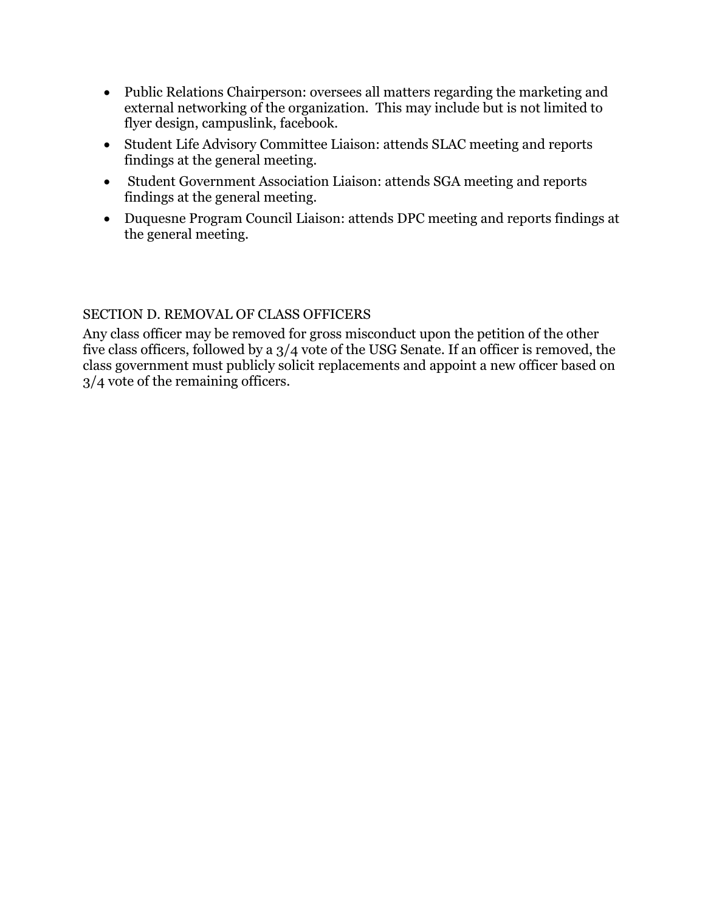- Public Relations Chairperson: oversees all matters regarding the marketing and external networking of the organization. This may include but is not limited to flyer design, campuslink, facebook.
- Student Life Advisory Committee Liaison: attends SLAC meeting and reports findings at the general meeting.
- Student Government Association Liaison: attends SGA meeting and reports findings at the general meeting.
- Duquesne Program Council Liaison: attends DPC meeting and reports findings at the general meeting.

SECTION D. REMOVAL OF CLASS OFFICERS

Any class officer may be removed for gross misconduct upon the petition of the other five class officers, followed by a 3/4 vote of the USG Senate. If an officer is removed, the class government must publicly solicit replacements and appoint a new officer based on 3/4 vote of the remaining officers.